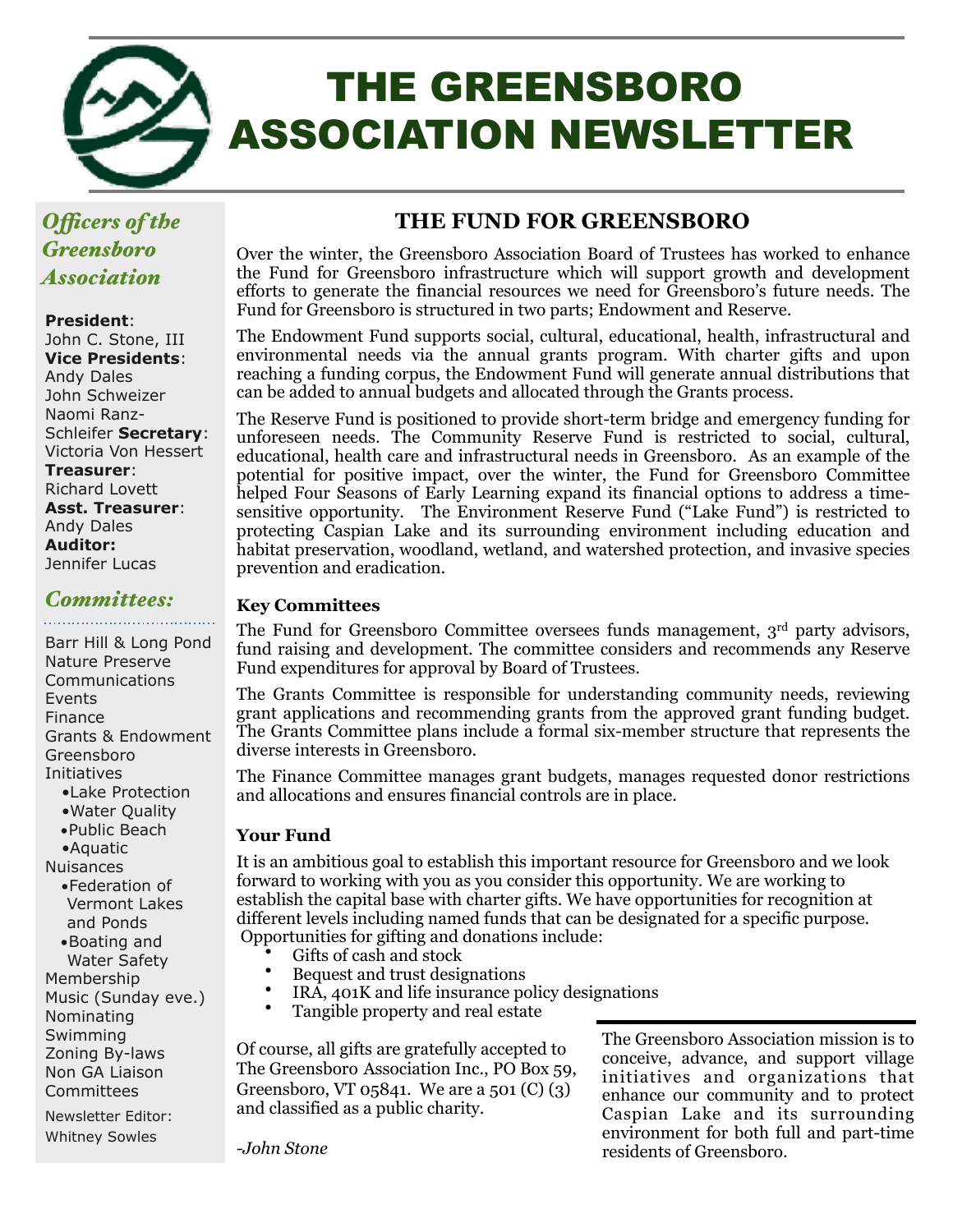# THE GREENSBORO ASSOCIATION NEWSLETTER

## THE FUND FOR GREENSBORO

Over the winter, the Greensboro Association Board of Trustees has worked to enhance the Fund for Greensboro infrastructure which will support growth and development efforts to generate the financial resources we need for Greensboro's future needs. The Fund for Greensboro is structured in two parts; Endowment and Reserve.

The Endowment Fund supports social, cultural, educational, health, infrastructural and environmental needs via the annual grants program. With charter gifts and upon reaching a funding corpus, the Endowment Fund will generate annual distributions that can be added to annual budgets and allocated through the Grants process.

The Reserve Fund is positioned to provide short-term bridge and emergency funding for unforeseen needs. The Community Reserve Fund is restricted to social, cultural, educational, health care and infrastructural needs in Greensboro. As an example of the potential for positive impact, over the winter, the Fund for Greensboro Committee helped Four Seasons of Early Learning expand its financial options to address a time-sensitive opportunity. The Environment Reserve Fund ("Lake Fund") is restricted to protecting Caspian Lake and its surrounding environment including education and habitat preservation, woodland, wetland, and watershed protection, and invasive species prevention and eradication.

### Key Committees

The Fund for Greensboro Committee oversees funds management, 3rd party advisors, fund raising and development. The committee considers and recommends any Reserve Fund expenditures for approval by Board of Trustees.

The Grants Committee is responsible for understanding community needs, reviewing grant applications and recommending grants from the approved grant funding budget. The Grants Committee plans include a formal six-member structure that represents the diverse interests in Greensboro.

The Finance Committee manages grant budgets, manages requested donor restrictions and allocations and ensures financial controls are in place.

### Your Fund

It is an ambitious goal to establish this important resource for Greensboro and we look forward to working with you as you consider this opportunity. We are working to establish the capital base with charter gifts. We have opportunities for recognition at different levels including named funds that can be designated for a specific purpose. Opportunities for gifting and donations include:

- Gifts of cash and stock
- Bequest and trust designations
- IRA, 401K and life insurance policy designations
- Tangible property and real estate

Of course, all gifts are gratefully accepted to The Greensboro Association Inc., PO Box 59, Greensboro, VT 05841. We are a 501 (C) (3) and classified as a public charity.

*-John Stone*

The Greensboro Association mission is to conceive, advance, and support village initiatives and organizations that enhance our community and to protect Caspian Lake and its surrounding environment for both full and part-time residents of Greensboro.

---

*Officers of the Greensboro Association*

**President**: John C. Stone, III
**Vice Presidents**: Andy Dales, John Schweizer, Naomi Ranz-Schleifer
**Secretary**: Victoria Von Hessert
**Treasurer**: Richard Lovett
**Asst. Treasurer**: Andy Dales
**Auditor:** Jennifer Lucas

*Committees:*

Barr Hill & Long Pond Nature Preserve
Communications
Events
Finance
Grants & Endowment
Greensboro Initiatives
- Lake Protection
- Water Quality
- Public Beach
- Aquatic Nuisances
- Federation of Vermont Lakes and Ponds
- Boating and Water Safety

Membership
Music (Sunday eve.)
Nominating
Swimming
Zoning By-laws
Non GA Liaison Committees

Newsletter Editor: Whitney Sowles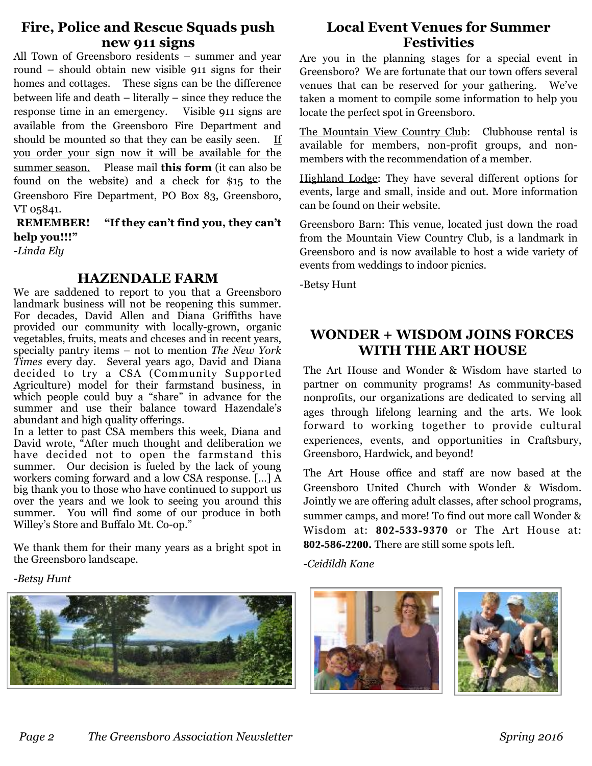## Fire, Police and Rescue Squads push new 911 signs

All Town of Greensboro residents – summer and year round – should obtain new visible 911 signs for their homes and cottages. These signs can be the difference between life and death – literally – since they reduce the response time in an emergency. Visible 911 signs are available from the Greensboro Fire Department and should be mounted so that they can be easily seen. If you order your sign now it will be available for the summer season. Please mail **this form** (it can also be found on the website) and a check for $15 to the Greensboro Fire Department, PO Box 83, Greensboro, VT 05841.

**REMEMBER! "If they can't find you, they can't help you!!!"**

*-Linda Ely*

## HAZENDALE FARM

We are saddened to report to you that a Greensboro landmark business will not be reopening this summer. For decades, David Allen and Diana Griffiths have provided our community with locally-grown, organic vegetables, fruits, meats and chceses and in recent years, specialty pantry items – not to mention *The New York Times* every day. Several years ago, David and Diana decided to try a CSA (Community Supported Agriculture) model for their farmstand business, in which people could buy a "share" in advance for the summer and use their balance toward Hazendale's abundant and high quality offerings.

In a letter to past CSA members this week, Diana and David wrote, "After much thought and deliberation we have decided not to open the farmstand this summer. Our decision is fueled by the lack of young workers coming forward and a low CSA response. [...] A big thank you to those who have continued to support us over the years and we look to seeing you around this summer. You will find some of our produce in both Willey's Store and Buffalo Mt. Co-op."

We thank them for their many years as a bright spot in the Greensboro landscape.

*-Betsy Hunt*

## Local Event Venues for Summer Festivities

Are you in the planning stages for a special event in Greensboro? We are fortunate that our town offers several venues that can be reserved for your gathering. We've taken a moment to compile some information to help you locate the perfect spot in Greensboro.

The Mountain View Country Club: Clubhouse rental is available for members, non-profit groups, and non-members with the recommendation of a member.

Highland Lodge: They have several different options for events, large and small, inside and out. More information can be found on their website.

Greensboro Barn: This venue, located just down the road from the Mountain View Country Club, is a landmark in Greensboro and is now available to host a wide variety of events from weddings to indoor picnics.

-Betsy Hunt

## WONDER + WISDOM JOINS FORCES WITH THE ART HOUSE

The Art House and Wonder & Wisdom have started to partner on community programs! As community-based nonprofits, our organizations are dedicated to serving all ages through lifelong learning and the arts. We look forward to working together to provide cultural experiences, events, and opportunities in Craftsbury, Greensboro, Hardwick, and beyond!

The Art House office and staff are now based at the Greensboro United Church with Wonder & Wisdom. Jointly we are offering adult classes, after school programs, summer camps, and more! To find out more call Wonder & Wisdom at: **802-533-9370** or The Art House at: **802-586-2200.** There are still some spots left.

*-Ceidildh Kane*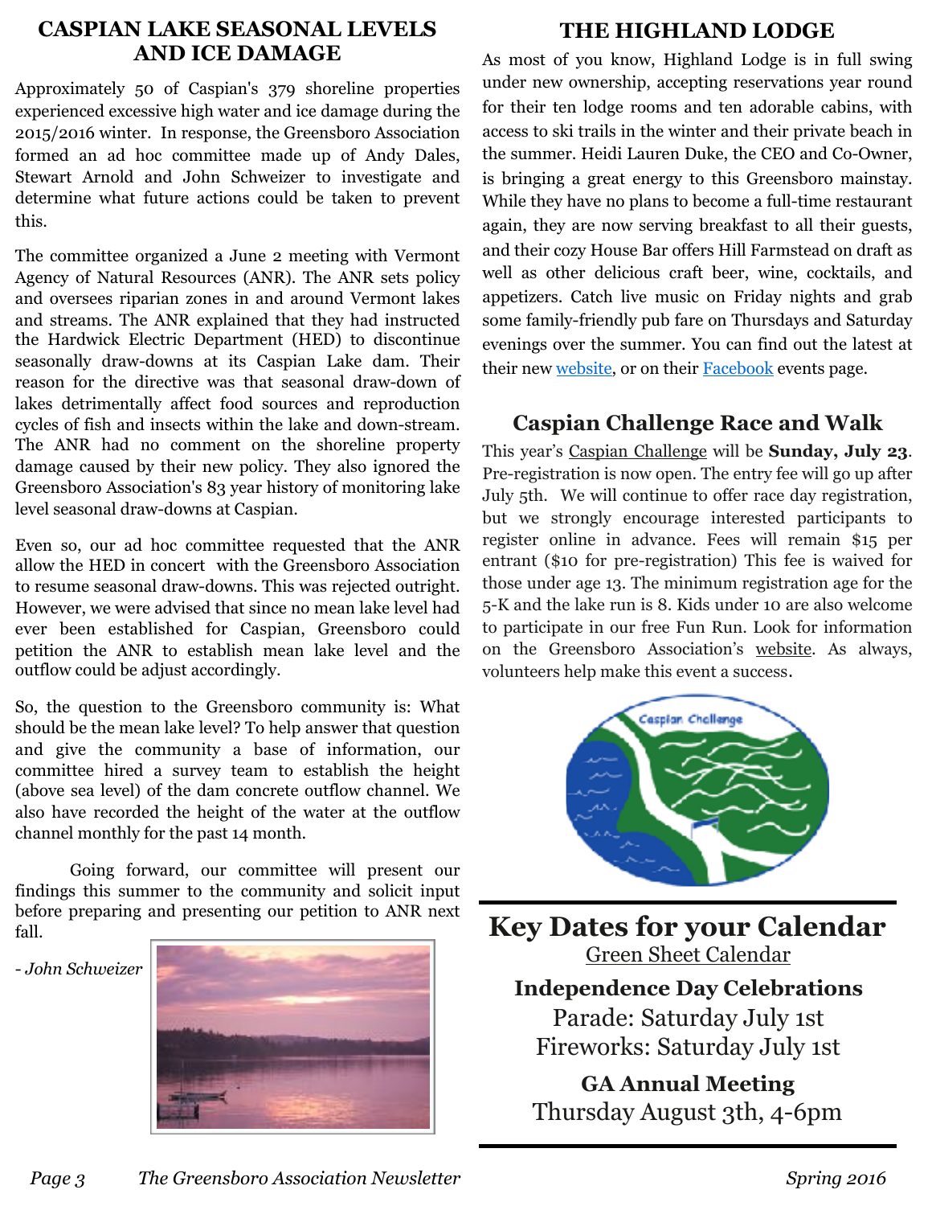## CASPIAN LAKE SEASONAL LEVELS AND ICE DAMAGE

Approximately 50 of Caspian's 379 shoreline properties experienced excessive high water and ice damage during the 2015/2016 winter. In response, the Greensboro Association formed an ad hoc committee made up of Andy Dales, Stewart Arnold and John Schweizer to investigate and determine what future actions could be taken to prevent this.

The committee organized a June 2 meeting with Vermont Agency of Natural Resources (ANR). The ANR sets policy and oversees riparian zones in and around Vermont lakes and streams. The ANR explained that they had instructed the Hardwick Electric Department (HED) to discontinue seasonally draw-downs at its Caspian Lake dam. Their reason for the directive was that seasonal draw-down of lakes detrimentally affect food sources and reproduction cycles of fish and insects within the lake and down-stream. The ANR had no comment on the shoreline property damage caused by their new policy. They also ignored the Greensboro Association's 83 year history of monitoring lake level seasonal draw-downs at Caspian.

Even so, our ad hoc committee requested that the ANR allow the HED in concert with the Greensboro Association to resume seasonal draw-downs. This was rejected outright. However, we were advised that since no mean lake level had ever been established for Caspian, Greensboro could petition the ANR to establish mean lake level and the outflow could be adjust accordingly.

So, the question to the Greensboro community is: What should be the mean lake level? To help answer that question and give the community a base of information, our committee hired a survey team to establish the height (above sea level) of the dam concrete outflow channel. We also have recorded the height of the water at the outflow channel monthly for the past 14 month.

Going forward, our committee will present our findings this summer to the community and solicit input before preparing and presenting our petition to ANR next fall.

*- John Schweizer*

## THE HIGHLAND LODGE

As most of you know, Highland Lodge is in full swing under new ownership, accepting reservations year round for their ten lodge rooms and ten adorable cabins, with access to ski trails in the winter and their private beach in the summer. Heidi Lauren Duke, the CEO and Co-Owner, is bringing a great energy to this Greensboro mainstay. While they have no plans to become a full-time restaurant again, they are now serving breakfast to all their guests, and their cozy House Bar offers Hill Farmstead on draft as well as other delicious craft beer, wine, cocktails, and appetizers. Catch live music on Friday nights and grab some family-friendly pub fare on Thursdays and Saturday evenings over the summer. You can find out the latest at their new website, or on their Facebook events page.

## Caspian Challenge Race and Walk

This year's Caspian Challenge will be **Sunday, July 23**. Pre-registration is now open. The entry fee will go up after July 5th. We will continue to offer race day registration, but we strongly encourage interested participants to register online in advance. Fees will remain $15 per entrant ($10 for pre-registration) This fee is waived for those under age 13. The minimum registration age for the 5-K and the lake run is 8. Kids under 10 are also welcome to participate in our free Fun Run. Look for information on the Greensboro Association's website. As always, volunteers help make this event a success.

# Key Dates for your Calendar

Green Sheet Calendar

**Independence Day Celebrations**

Parade: Saturday July 1st

Fireworks: Saturday July 1st

**GA Annual Meeting**

Thursday August 3th, 4-6pm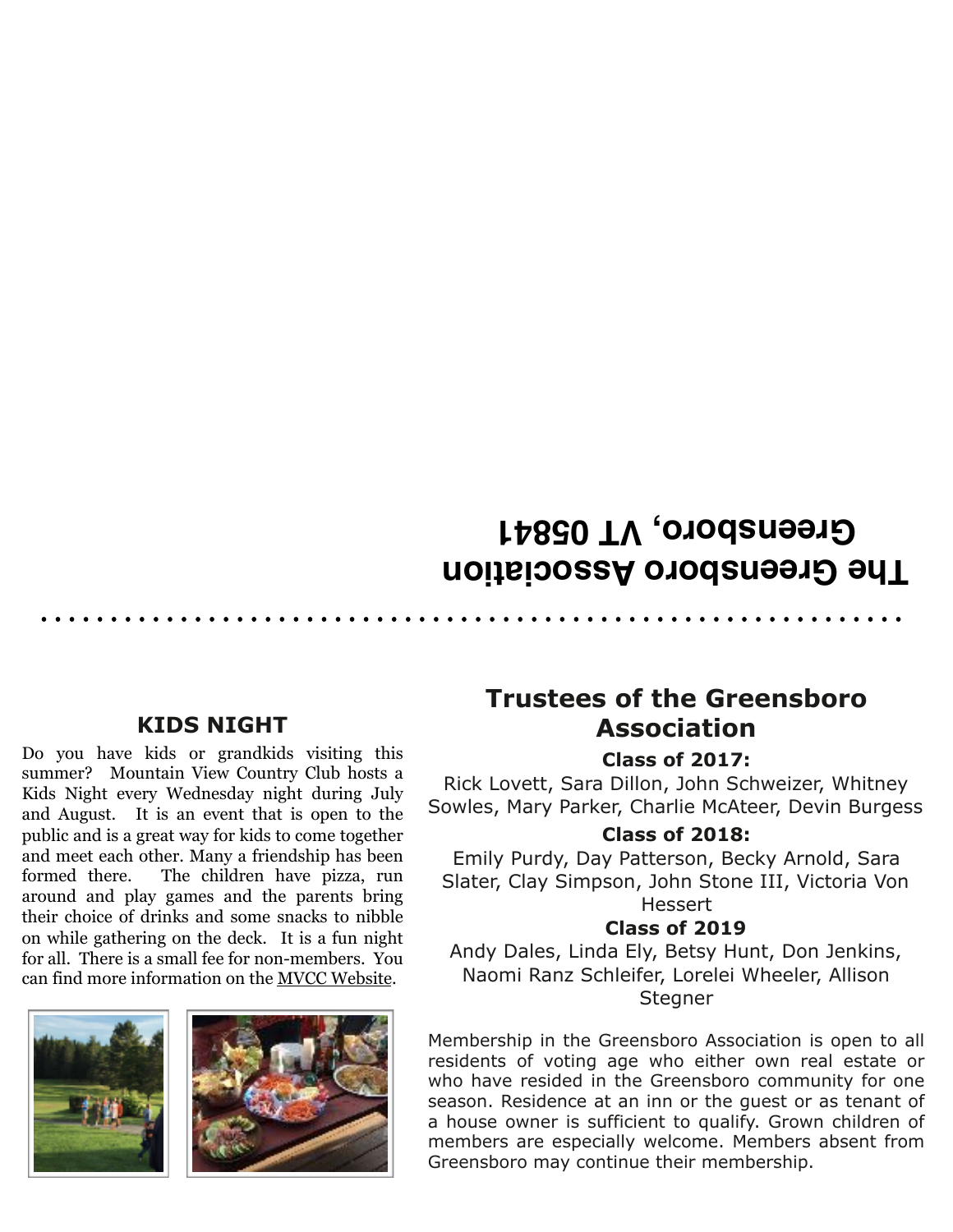**The Greensboro Association**
**Greensboro, VT 05841**

## KIDS NIGHT

Do you have kids or grandkids visiting this summer? Mountain View Country Club hosts a Kids Night every Wednesday night during July and August. It is an event that is open to the public and is a great way for kids to come together and meet each other. Many a friendship has been formed there. The children have pizza, run around and play games and the parents bring their choice of drinks and some snacks to nibble on while gathering on the deck. It is a fun night for all. There is a small fee for non-members. You can find more information on the MVCC Website.

## Trustees of the Greensboro Association

**Class of 2017:**

Rick Lovett, Sara Dillon, John Schweizer, Whitney Sowles, Mary Parker, Charlie McAteer, Devin Burgess

**Class of 2018:**

Emily Purdy, Day Patterson, Becky Arnold, Sara Slater, Clay Simpson, John Stone III, Victoria Von Hessert

**Class of 2019**

Andy Dales, Linda Ely, Betsy Hunt, Don Jenkins, Naomi Ranz Schleifer, Lorelei Wheeler, Allison Stegner

Membership in the Greensboro Association is open to all residents of voting age who either own real estate or who have resided in the Greensboro community for one season. Residence at an inn or the guest or as tenant of a house owner is sufficient to qualify. Grown children of members are especially welcome. Members absent from Greensboro may continue their membership.